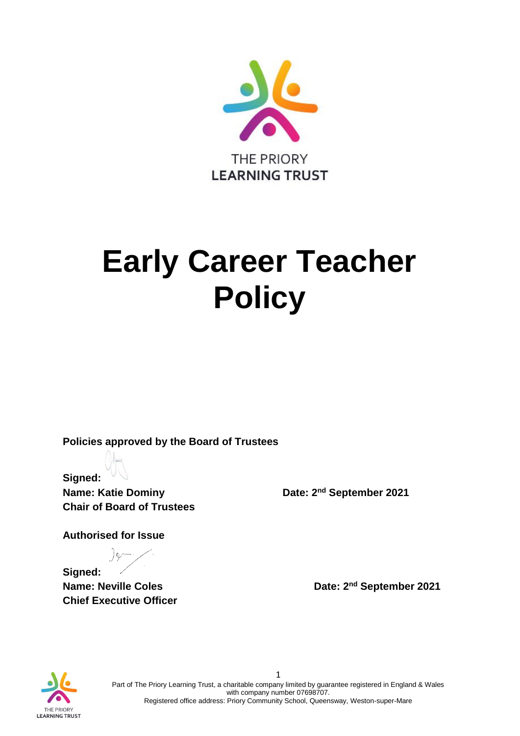THE PRIORY
LEARNING TRUST

# Early Career Teacher Policy

**Policies approved by the Board of Trustees**

**Signed:**
**Name: Katie Dominy** **Date: 2nd September 2021**
**Chair of Board of Trustees**

**Authorised for Issue**

**Signed:**
**Name: Neville Coles** **Date: 2nd September 2021**
**Chief Executive Officer**

Part of The Priory Learning Trust, a charitable company limited by guarantee registered in England & Wales with company number 07698707.
Registered office address: Priory Community School, Queensway, Weston-super-Mare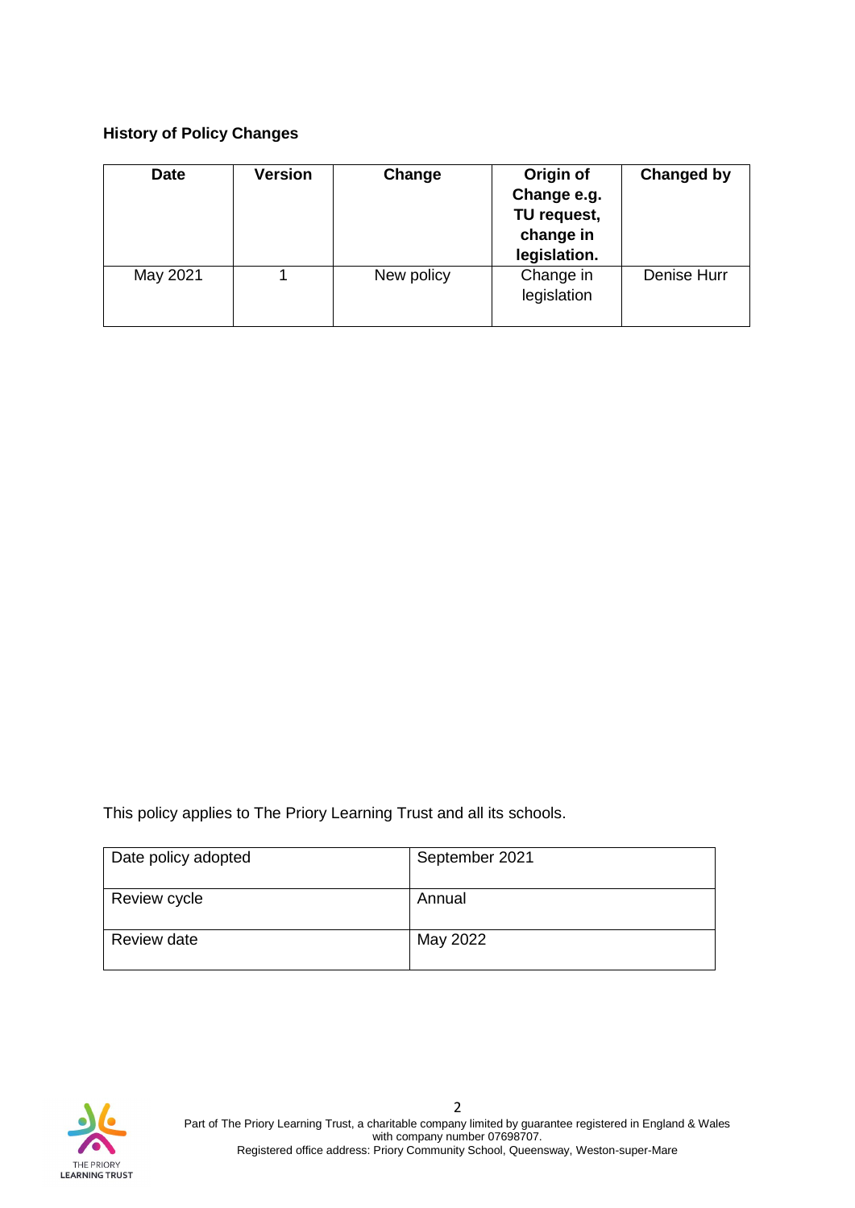**History of Policy Changes**

| Date | Version | Change | Origin of Change e.g. TU request, change in legislation. | Changed by |
|---|---|---|---|---|
| May 2021 | 1 | New policy | Change in legislation | Denise Hurr |

This policy applies to The Priory Learning Trust and all its schools.

| Date policy adopted | September 2021 |
|---|---|
| Review cycle | Annual |
| Review date | May 2022 |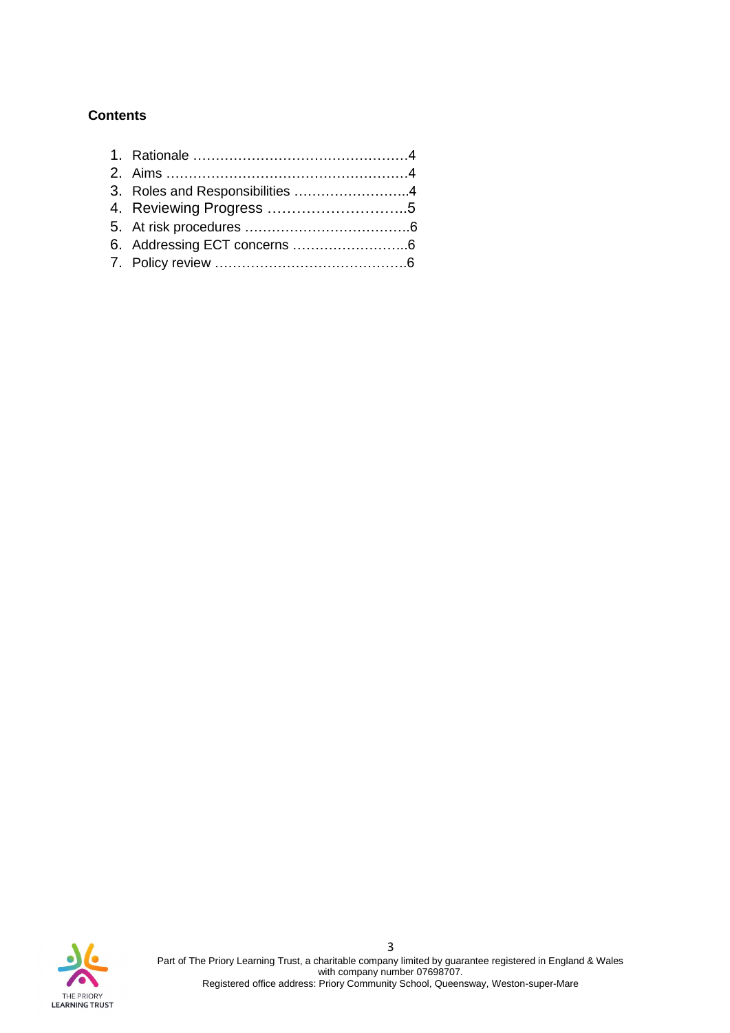**Contents**

1. Rationale ……………………………………………4
2. Aims …………………………………………………4
3. Roles and Responsibilities ……………………..4
4. Reviewing Progress ………………………….5
5. At risk procedures ……………………………….6
6. Addressing ECT concerns ……………………..6
7. Policy review ……………………………………..6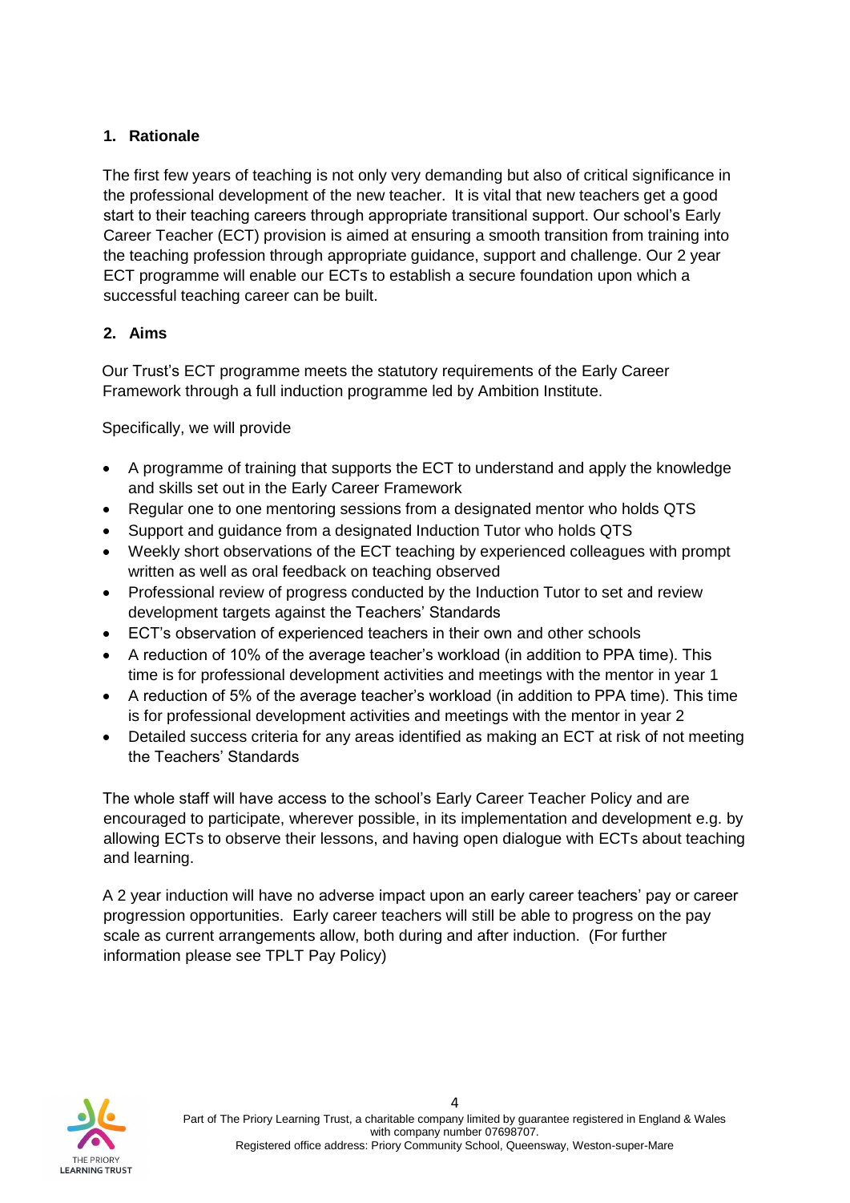## 1. Rationale

The first few years of teaching is not only very demanding but also of critical significance in the professional development of the new teacher. It is vital that new teachers get a good start to their teaching careers through appropriate transitional support. Our school's Early Career Teacher (ECT) provision is aimed at ensuring a smooth transition from training into the teaching profession through appropriate guidance, support and challenge. Our 2 year ECT programme will enable our ECTs to establish a secure foundation upon which a successful teaching career can be built.

## 2. Aims

Our Trust's ECT programme meets the statutory requirements of the Early Career Framework through a full induction programme led by Ambition Institute.

Specifically, we will provide

- A programme of training that supports the ECT to understand and apply the knowledge and skills set out in the Early Career Framework
- Regular one to one mentoring sessions from a designated mentor who holds QTS
- Support and guidance from a designated Induction Tutor who holds QTS
- Weekly short observations of the ECT teaching by experienced colleagues with prompt written as well as oral feedback on teaching observed
- Professional review of progress conducted by the Induction Tutor to set and review development targets against the Teachers' Standards
- ECT's observation of experienced teachers in their own and other schools
- A reduction of 10% of the average teacher's workload (in addition to PPA time). This time is for professional development activities and meetings with the mentor in year 1
- A reduction of 5% of the average teacher's workload (in addition to PPA time). This time is for professional development activities and meetings with the mentor in year 2
- Detailed success criteria for any areas identified as making an ECT at risk of not meeting the Teachers' Standards

The whole staff will have access to the school's Early Career Teacher Policy and are encouraged to participate, wherever possible, in its implementation and development e.g. by allowing ECTs to observe their lessons, and having open dialogue with ECTs about teaching and learning.

A 2 year induction will have no adverse impact upon an early career teachers' pay or career progression opportunities. Early career teachers will still be able to progress on the pay scale as current arrangements allow, both during and after induction. (For further information please see TPLT Pay Policy)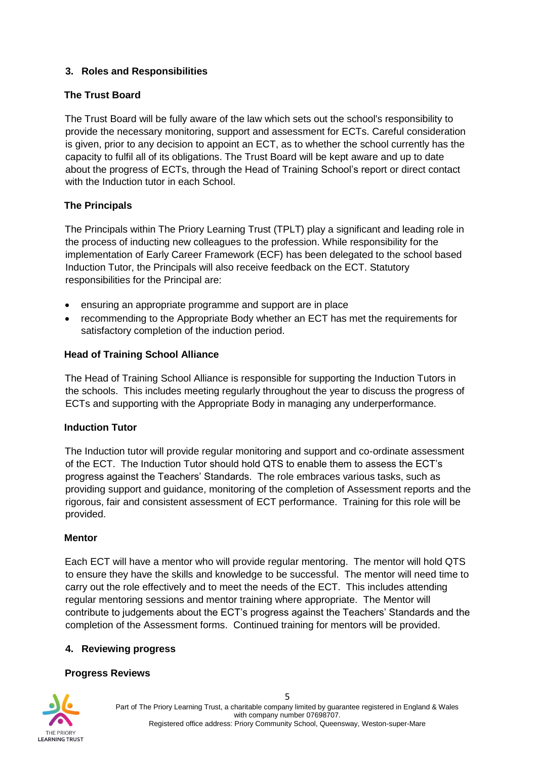## 3. Roles and Responsibilities

### The Trust Board

The Trust Board will be fully aware of the law which sets out the school's responsibility to provide the necessary monitoring, support and assessment for ECTs. Careful consideration is given, prior to any decision to appoint an ECT, as to whether the school currently has the capacity to fulfil all of its obligations. The Trust Board will be kept aware and up to date about the progress of ECTs, through the Head of Training School's report or direct contact with the Induction tutor in each School.

### The Principals

The Principals within The Priory Learning Trust (TPLT) play a significant and leading role in the process of inducting new colleagues to the profession. While responsibility for the implementation of Early Career Framework (ECF) has been delegated to the school based Induction Tutor, the Principals will also receive feedback on the ECT. Statutory responsibilities for the Principal are:

- ensuring an appropriate programme and support are in place
- recommending to the Appropriate Body whether an ECT has met the requirements for satisfactory completion of the induction period.

### Head of Training School Alliance

The Head of Training School Alliance is responsible for supporting the Induction Tutors in the schools. This includes meeting regularly throughout the year to discuss the progress of ECTs and supporting with the Appropriate Body in managing any underperformance.

### Induction Tutor

The Induction tutor will provide regular monitoring and support and co-ordinate assessment of the ECT. The Induction Tutor should hold QTS to enable them to assess the ECT's progress against the Teachers' Standards. The role embraces various tasks, such as providing support and guidance, monitoring of the completion of Assessment reports and the rigorous, fair and consistent assessment of ECT performance. Training for this role will be provided.

### Mentor

Each ECT will have a mentor who will provide regular mentoring. The mentor will hold QTS to ensure they have the skills and knowledge to be successful. The mentor will need time to carry out the role effectively and to meet the needs of the ECT. This includes attending regular mentoring sessions and mentor training where appropriate. The Mentor will contribute to judgements about the ECT's progress against the Teachers' Standards and the completion of the Assessment forms. Continued training for mentors will be provided.

## 4. Reviewing progress

### Progress Reviews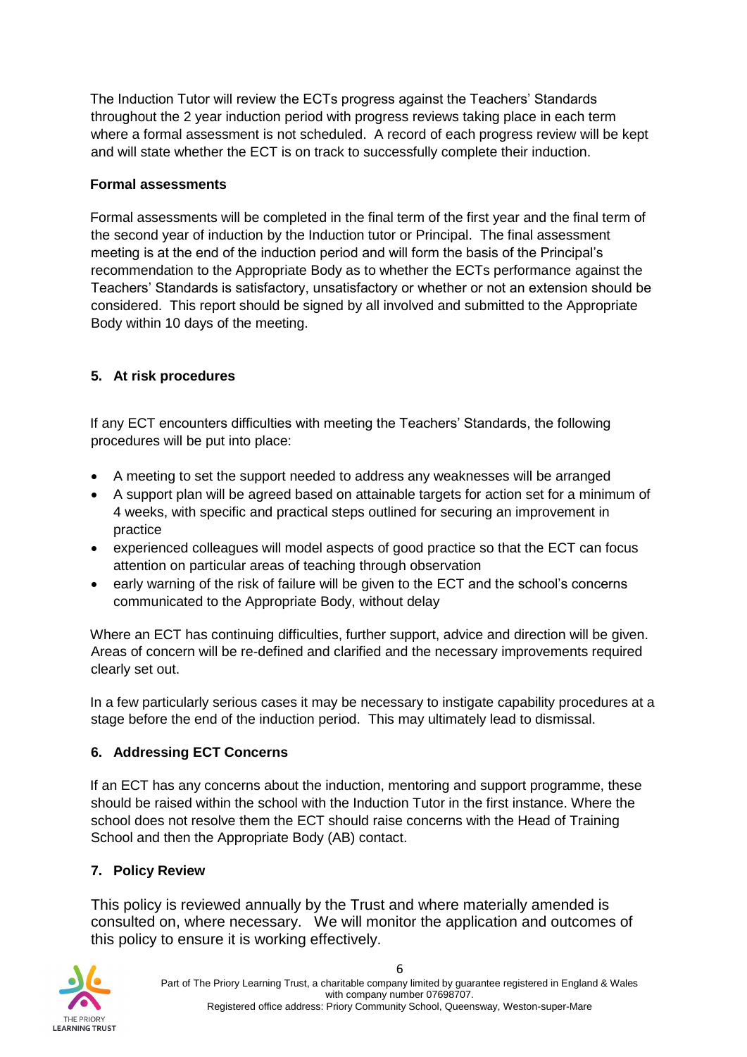The Induction Tutor will review the ECTs progress against the Teachers' Standards throughout the 2 year induction period with progress reviews taking place in each term where a formal assessment is not scheduled. A record of each progress review will be kept and will state whether the ECT is on track to successfully complete their induction.

**Formal assessments**

Formal assessments will be completed in the final term of the first year and the final term of the second year of induction by the Induction tutor or Principal. The final assessment meeting is at the end of the induction period and will form the basis of the Principal's recommendation to the Appropriate Body as to whether the ECTs performance against the Teachers' Standards is satisfactory, unsatisfactory or whether or not an extension should be considered. This report should be signed by all involved and submitted to the Appropriate Body within 10 days of the meeting.

## 5. At risk procedures

If any ECT encounters difficulties with meeting the Teachers' Standards, the following procedures will be put into place:

- A meeting to set the support needed to address any weaknesses will be arranged
- A support plan will be agreed based on attainable targets for action set for a minimum of 4 weeks, with specific and practical steps outlined for securing an improvement in practice
- experienced colleagues will model aspects of good practice so that the ECT can focus attention on particular areas of teaching through observation
- early warning of the risk of failure will be given to the ECT and the school's concerns communicated to the Appropriate Body, without delay

Where an ECT has continuing difficulties, further support, advice and direction will be given. Areas of concern will be re-defined and clarified and the necessary improvements required clearly set out.

In a few particularly serious cases it may be necessary to instigate capability procedures at a stage before the end of the induction period. This may ultimately lead to dismissal.

## 6. Addressing ECT Concerns

If an ECT has any concerns about the induction, mentoring and support programme, these should be raised within the school with the Induction Tutor in the first instance. Where the school does not resolve them the ECT should raise concerns with the Head of Training School and then the Appropriate Body (AB) contact.

## 7. Policy Review

This policy is reviewed annually by the Trust and where materially amended is consulted on, where necessary. We will monitor the application and outcomes of this policy to ensure it is working effectively.